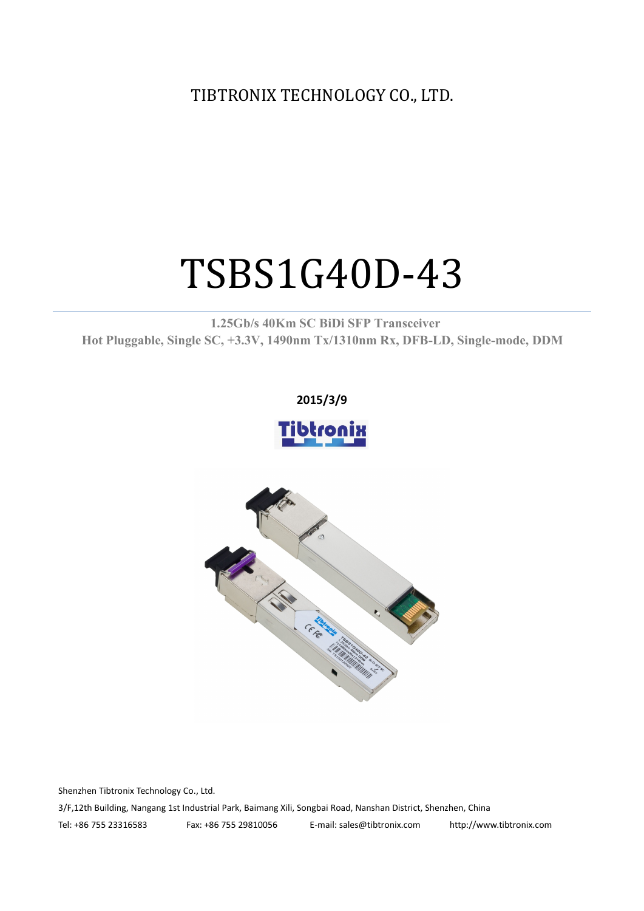TIBTRONIX TECHNOLOGY CO., LTD.

# TSBS1G40D-43

**1.25Gb/s 40Km SC BiDi SFP Transceiver**
**Hot Pluggable, Single SC, +3.3V, 1490nm Tx/1310nm Rx, DFB-LD, Single-mode, DDM**

**2015/3/9**

Shenzhen Tibtronix Technology Co., Ltd.

3/F,12th Building, Nangang 1st Industrial Park, Baimang Xili, Songbai Road, Nanshan District, Shenzhen, China

Tel: +86 755 23316583 Fax: +86 755 29810056 E-mail: sales@tibtronix.com http://www.tibtronix.com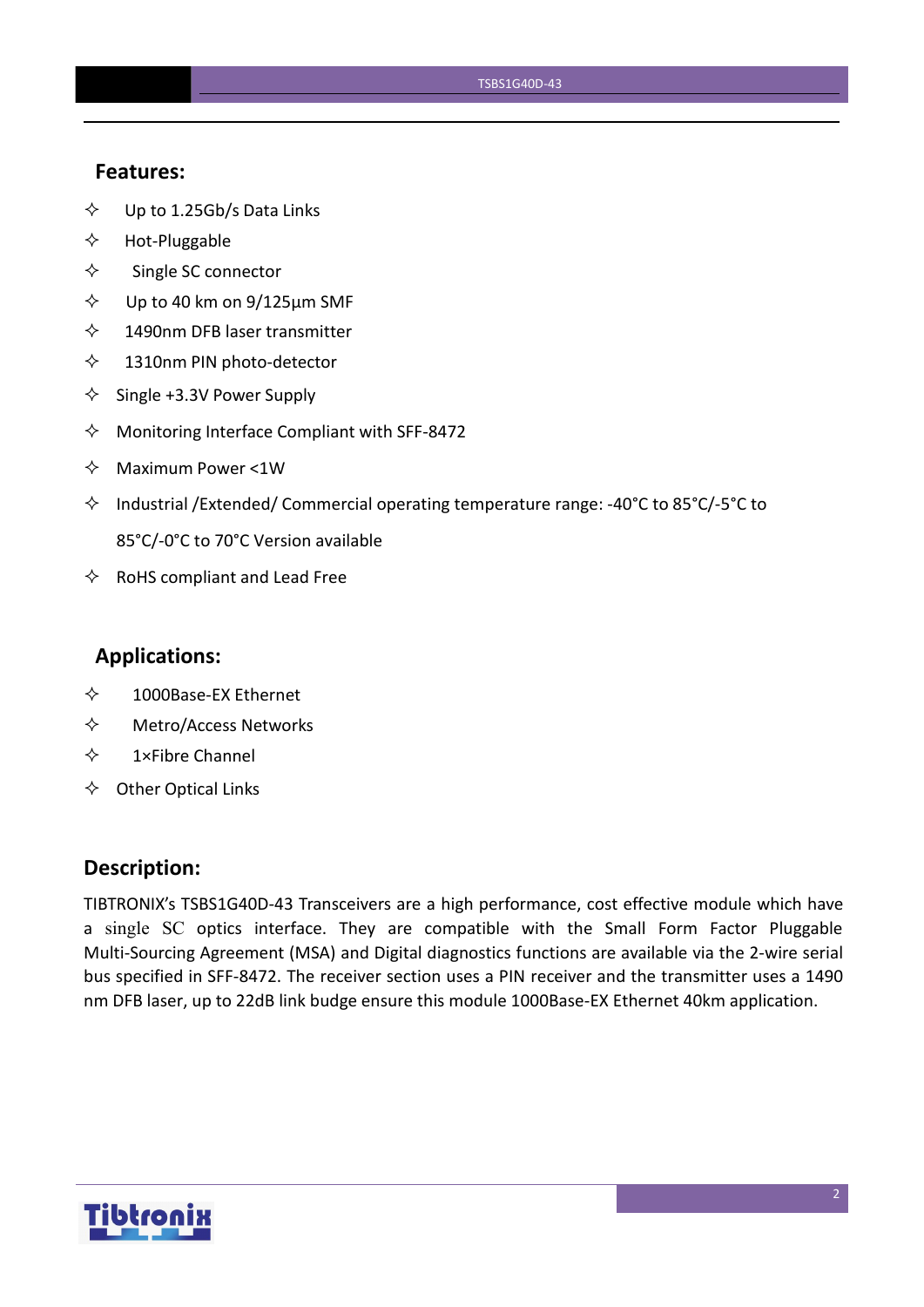## Features:

- ✧ Up to 1.25Gb/s Data Links
- ✧ Hot-Pluggable
- ✧ Single SC connector
- ✧ Up to 40 km on 9/125µm SMF
- ✧ 1490nm DFB laser transmitter
- ✧ 1310nm PIN photo-detector
- ✧ Single +3.3V Power Supply
- ✧ Monitoring Interface Compliant with SFF-8472
- ✧ Maximum Power <1W
- ✧ Industrial /Extended/ Commercial operating temperature range: -40°C to 85°C/-5°C to 85°C/-0°C to 70°C Version available
- ✧ RoHS compliant and Lead Free

## Applications:

- ✧ 1000Base-EX Ethernet
- ✧ Metro/Access Networks
- ✧ 1×Fibre Channel
- ✧ Other Optical Links

## Description:

TIBTRONIX's TSBS1G40D-43 Transceivers are a high performance, cost effective module which have a single SC optics interface. They are compatible with the Small Form Factor Pluggable Multi-Sourcing Agreement (MSA) and Digital diagnostics functions are available via the 2-wire serial bus specified in SFF-8472. The receiver section uses a PIN receiver and the transmitter uses a 1490 nm DFB laser, up to 22dB link budge ensure this module 1000Base-EX Ethernet 40km application.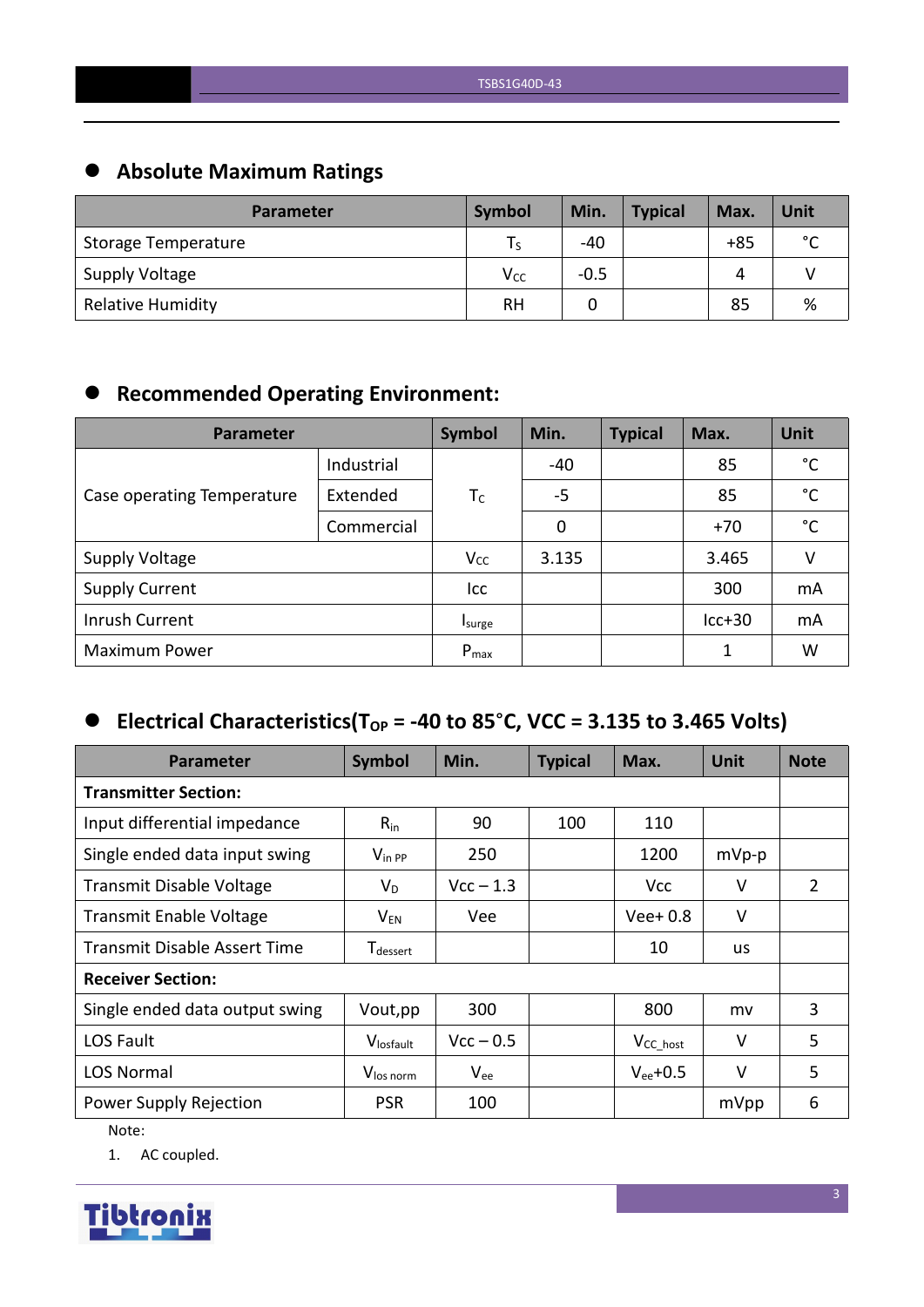## Absolute Maximum Ratings

| Parameter | Symbol | Min. | Typical | Max. | Unit |
|---|---|---|---|---|---|
| Storage Temperature | $T_S$ | -40 | | +85 | °C |
| Supply Voltage | $V_{CC}$ | -0.5 | | 4 | V |
| Relative Humidity | RH | 0 | | 85 | % |

## Recommended Operating Environment:

| Parameter | | Symbol | Min. | Typical | Max. | Unit |
|---|---|---|---|---|---|---|
| Case operating Temperature | Industrial | $T_C$ | -40 | | 85 | °C |
| | Extended | | -5 | | 85 | °C |
| | Commercial | | 0 | | +70 | °C |
| Supply Voltage | | $V_{CC}$ | 3.135 | | 3.465 | V |
| Supply Current | | Icc | | | 300 | mA |
| Inrush Current | | $I_{surge}$ | | | Icc+30 | mA |
| Maximum Power | | $P_{max}$ | | | 1 | W |

## Electrical Characteristics($T_{OP}$ = -40 to 85°C, VCC = 3.135 to 3.465 Volts)

| Parameter | Symbol | Min. | Typical | Max. | Unit | Note |
|---|---|---|---|---|---|---|
| **Transmitter Section:** | | | | | | |
| Input differential impedance | $R_{in}$ | 90 | 100 | 110 | | |
| Single ended data input swing | $V_{in\ PP}$ | 250 | | 1200 | mVp-p | |
| Transmit Disable Voltage | $V_D$ | Vcc – 1.3 | | Vcc | V | 2 |
| Transmit Enable Voltage | $V_{EN}$ | Vee | | Vee+ 0.8 | V | |
| Transmit Disable Assert Time | $T_{dessert}$ | | | 10 | us | |
| **Receiver Section:** | | | | | | |
| Single ended data output swing | Vout,pp | 300 | | 800 | mv | 3 |
| LOS Fault | $V_{losfault}$ | Vcc – 0.5 | | $V_{CC\_host}$ | V | 5 |
| LOS Normal | $V_{los\ norm}$ | $V_{ee}$ | | $V_{ee}$+0.5 | V | 5 |
| Power Supply Rejection | PSR | 100 | | | mVpp | 6 |

Note:

1. AC coupled.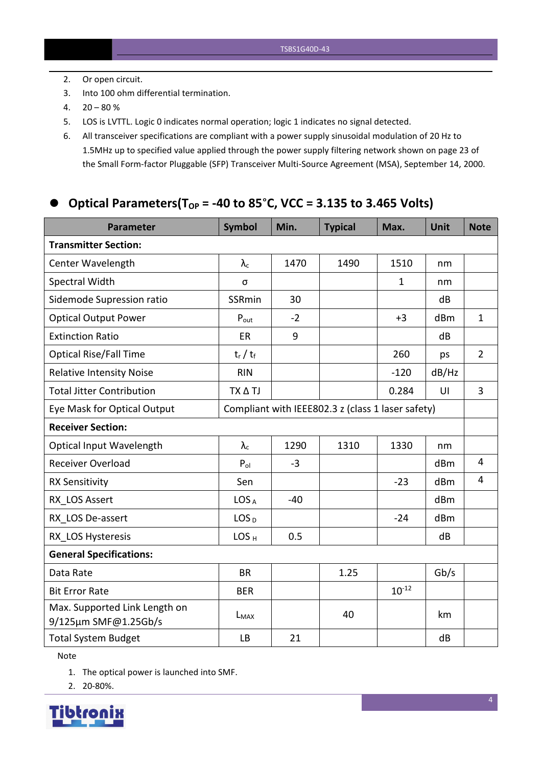2. Or open circuit.
3. Into 100 ohm differential termination.
4. 20 – 80 %
5. LOS is LVTTL. Logic 0 indicates normal operation; logic 1 indicates no signal detected.
6. All transceiver specifications are compliant with a power supply sinusoidal modulation of 20 Hz to 1.5MHz up to specified value applied through the power supply filtering network shown on page 23 of the Small Form-factor Pluggable (SFP) Transceiver Multi-Source Agreement (MSA), September 14, 2000.

## Optical Parameters($T_{OP}$ = -40 to 85°C, VCC = 3.135 to 3.465 Volts)

| Parameter | Symbol | Min. | Typical | Max. | Unit | Note |
|---|---|---|---|---|---|---|
| **Transmitter Section:** | | | | | | |
| Center Wavelength | $\lambda_c$ | 1470 | 1490 | 1510 | nm | |
| Spectral Width | σ | | | 1 | nm | |
| Sidemode Supression ratio | SSRmin | 30 | | | dB | |
| Optical Output Power | $P_{out}$ | -2 | | +3 | dBm | 1 |
| Extinction Ratio | ER | 9 | | | dB | |
| Optical Rise/Fall Time | $t_r$ / $t_f$ | | | 260 | ps | 2 |
| Relative Intensity Noise | RIN | | | -120 | dB/Hz | |
| Total Jitter Contribution | TX Δ TJ | | | 0.284 | UI | 3 |
| Eye Mask for Optical Output | Compliant with IEEE802.3 z (class 1 laser safety) | | | | | |
| **Receiver Section:** | | | | | | |
| Optical Input Wavelength | $\lambda_c$ | 1290 | 1310 | 1330 | nm | |
| Receiver Overload | $P_{ol}$ | -3 | | | dBm | 4 |
| RX Sensitivity | Sen | | | -23 | dBm | 4 |
| RX_LOS Assert | $LOS_A$ | -40 | | | dBm | |
| RX_LOS De-assert | $LOS_D$ | | | -24 | dBm | |
| RX_LOS Hysteresis | $LOS_H$ | 0.5 | | | dB | |
| **General Specifications:** | | | | | | |
| Data Rate | BR | | 1.25 | | Gb/s | |
| Bit Error Rate | BER | | | $10^{-12}$ | | |
| Max. Supported Link Length on 9/125µm SMF@1.25Gb/s | $L_{MAX}$ | | 40 | | km | |
| Total System Budget | LB | 21 | | | dB | |

Note

1. The optical power is launched into SMF.
2. 20-80%.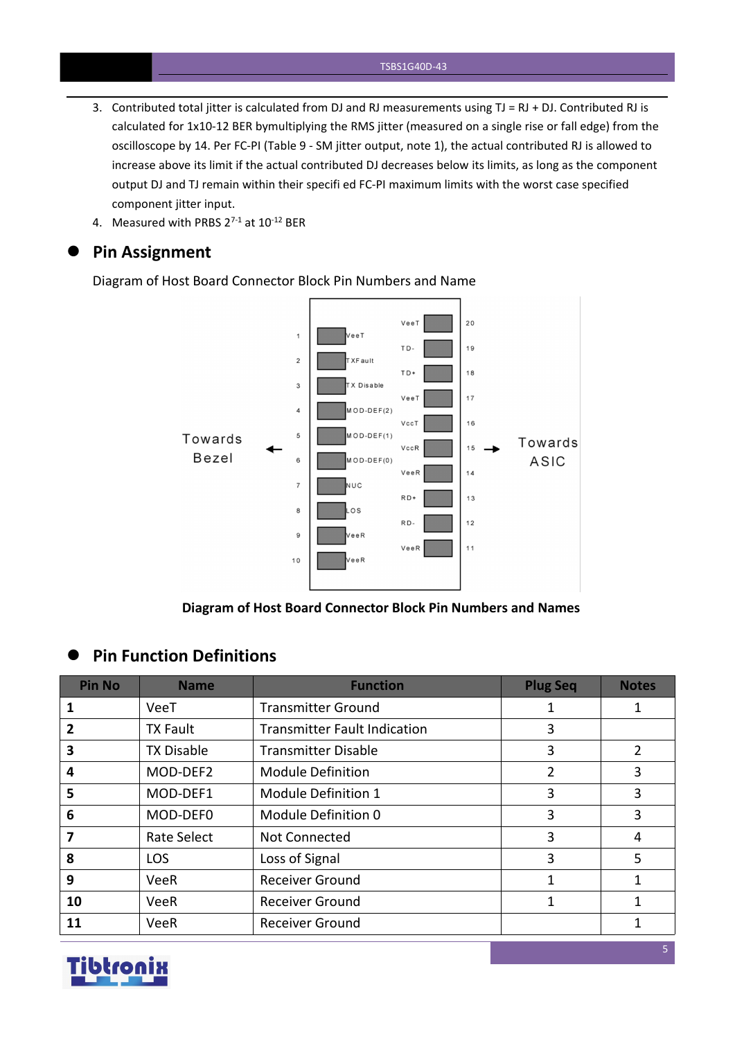3. Contributed total jitter is calculated from DJ and RJ measurements using TJ = RJ + DJ. Contributed RJ is calculated for 1x10-12 BER bymultiplying the RMS jitter (measured on a single rise or fall edge) from the oscilloscope by 14. Per FC-PI (Table 9 - SM jitter output, note 1), the actual contributed RJ is allowed to increase above its limit if the actual contributed DJ decreases below its limits, as long as the component output DJ and TJ remain within their specifi ed FC-PI maximum limits with the worst case specified component jitter input.
4. Measured with PRBS $2^{7-1}$ at $10^{-12}$ BER

## Pin Assignment

Diagram of Host Board Connector Block Pin Numbers and Name

**Diagram of Host Board Connector Block Pin Numbers and Names**

## Pin Function Definitions

| Pin No | Name | Function | Plug Seq | Notes |
|---|---|---|---|---|
| **1** | VeeT | Transmitter Ground | 1 | 1 |
| **2** | TX Fault | Transmitter Fault Indication | 3 | |
| **3** | TX Disable | Transmitter Disable | 3 | 2 |
| **4** | MOD-DEF2 | Module Definition | 2 | 3 |
| **5** | MOD-DEF1 | Module Definition 1 | 3 | 3 |
| **6** | MOD-DEF0 | Module Definition 0 | 3 | 3 |
| **7** | Rate Select | Not Connected | 3 | 4 |
| **8** | LOS | Loss of Signal | 3 | 5 |
| **9** | VeeR | Receiver Ground | 1 | 1 |
| **10** | VeeR | Receiver Ground | 1 | 1 |
| **11** | VeeR | Receiver Ground | | 1 |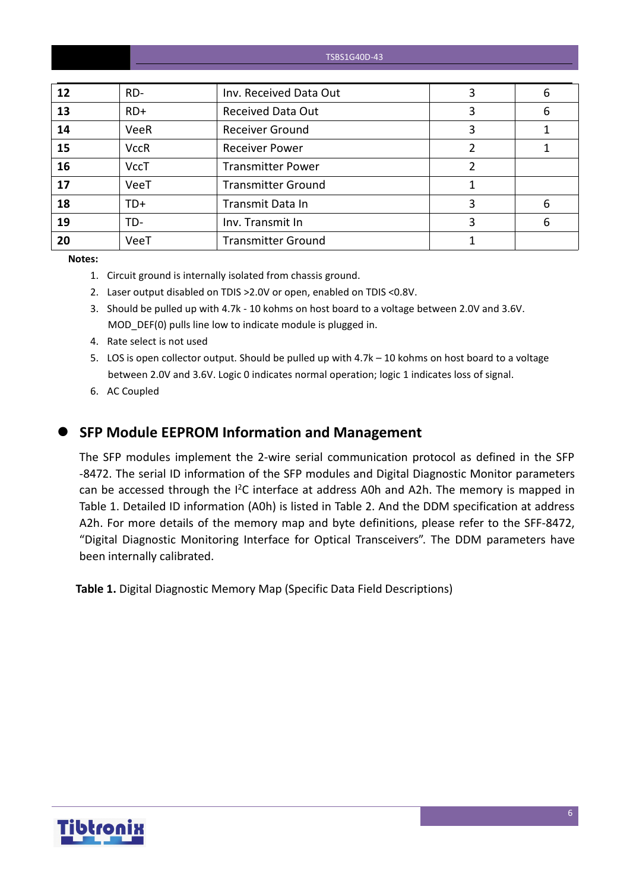| 12 | RD- | Inv. Received Data Out | 3 | 6 |
|---|---|---|---|---|
| 13 | RD+ | Received Data Out | 3 | 6 |
| 14 | VeeR | Receiver Ground | 3 | 1 |
| 15 | VccR | Receiver Power | 2 | 1 |
| 16 | VccT | Transmitter Power | 2 | |
| 17 | VeeT | Transmitter Ground | 1 | |
| 18 | TD+ | Transmit Data In | 3 | 6 |
| 19 | TD- | Inv. Transmit In | 3 | 6 |
| 20 | VeeT | Transmitter Ground | 1 | |

**Notes:**

1. Circuit ground is internally isolated from chassis ground.
2. Laser output disabled on TDIS >2.0V or open, enabled on TDIS <0.8V.
3. Should be pulled up with 4.7k - 10 kohms on host board to a voltage between 2.0V and 3.6V. MOD_DEF(0) pulls line low to indicate module is plugged in.
4. Rate select is not used
5. LOS is open collector output. Should be pulled up with 4.7k – 10 kohms on host board to a voltage between 2.0V and 3.6V. Logic 0 indicates normal operation; logic 1 indicates loss of signal.
6. AC Coupled

## SFP Module EEPROM Information and Management

The SFP modules implement the 2-wire serial communication protocol as defined in the SFP -8472. The serial ID information of the SFP modules and Digital Diagnostic Monitor parameters can be accessed through the I$^2$C interface at address A0h and A2h. The memory is mapped in Table 1. Detailed ID information (A0h) is listed in Table 2. And the DDM specification at address A2h. For more details of the memory map and byte definitions, please refer to the SFF-8472, "Digital Diagnostic Monitoring Interface for Optical Transceivers". The DDM parameters have been internally calibrated.

**Table 1.** Digital Diagnostic Memory Map (Specific Data Field Descriptions)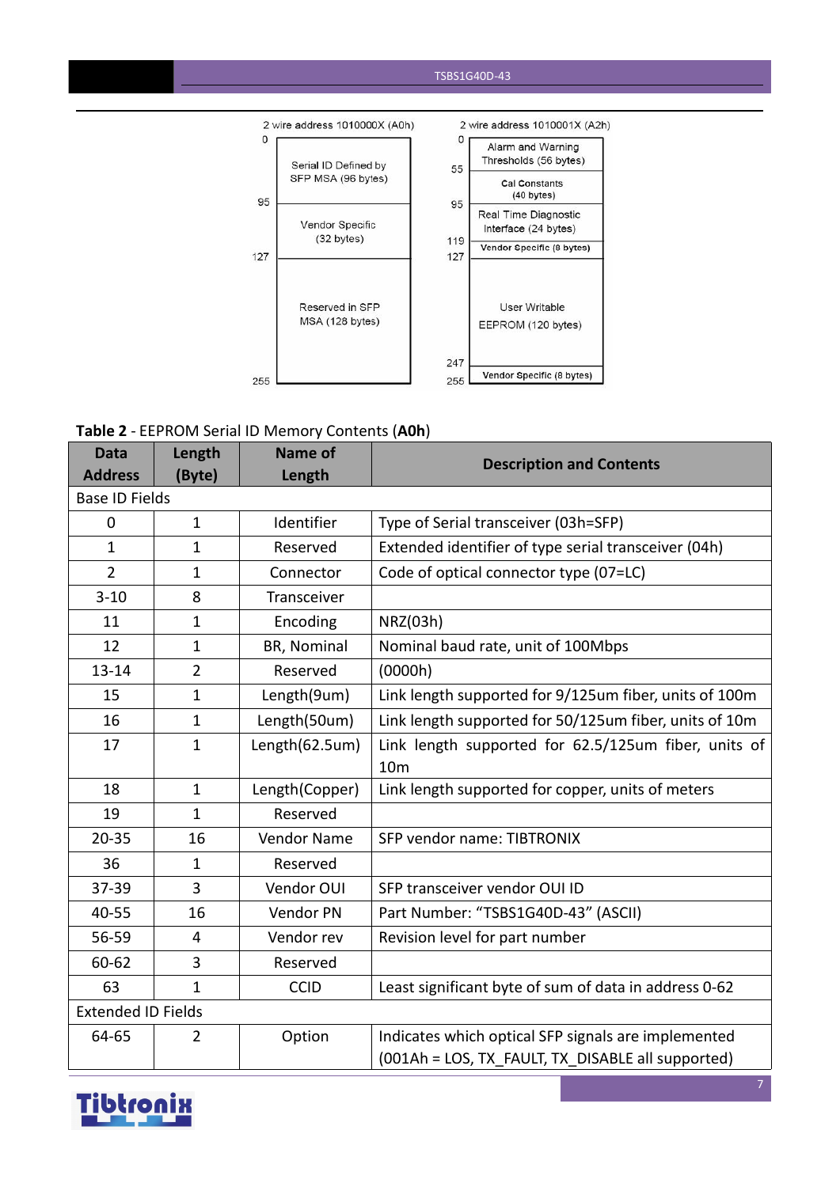2 wire address 1010000X (A0h)

| Address | Contents |
|---|---|
| 0–95 | Serial ID Defined by SFP MSA (96 bytes) |
| 95–127 | Vendor Specific (32 bytes) |
| 127–255 | Reserved in SFP MSA (128 bytes) |

2 wire address 1010001X (A2h)

| Address | Contents |
|---|---|
| 0–55 | Alarm and Warning Thresholds (56 bytes) |
| 55–95 | Cal Constants (40 bytes) |
| 95–119 | Real Time Diagnostic Interface (24 bytes) |
| 119–127 | Vendor Specific (8 bytes) |
| 127–247 | User Writable EEPROM (120 bytes) |
| 247–255 | Vendor Specific (8 bytes) |

**Table 2** - EEPROM Serial ID Memory Contents (**A0h**)

| Data Address | Length (Byte) | Name of Length | Description and Contents |
|---|---|---|---|
| Base ID Fields | | | |
| 0 | 1 | Identifier | Type of Serial transceiver (03h=SFP) |
| 1 | 1 | Reserved | Extended identifier of type serial transceiver (04h) |
| 2 | 1 | Connector | Code of optical connector type (07=LC) |
| 3-10 | 8 | Transceiver | |
| 11 | 1 | Encoding | NRZ(03h) |
| 12 | 1 | BR, Nominal | Nominal baud rate, unit of 100Mbps |
| 13-14 | 2 | Reserved | (0000h) |
| 15 | 1 | Length(9um) | Link length supported for 9/125um fiber, units of 100m |
| 16 | 1 | Length(50um) | Link length supported for 50/125um fiber, units of 10m |
| 17 | 1 | Length(62.5um) | Link length supported for 62.5/125um fiber, units of 10m |
| 18 | 1 | Length(Copper) | Link length supported for copper, units of meters |
| 19 | 1 | Reserved | |
| 20-35 | 16 | Vendor Name | SFP vendor name: TIBTRONIX |
| 36 | 1 | Reserved | |
| 37-39 | 3 | Vendor OUI | SFP transceiver vendor OUI ID |
| 40-55 | 16 | Vendor PN | Part Number: "TSBS1G40D-43" (ASCII) |
| 56-59 | 4 | Vendor rev | Revision level for part number |
| 60-62 | 3 | Reserved | |
| 63 | 1 | CCID | Least significant byte of sum of data in address 0-62 |
| Extended ID Fields | | | |
| 64-65 | 2 | Option | Indicates which optical SFP signals are implemented (001Ah = LOS, TX_FAULT, TX_DISABLE all supported) |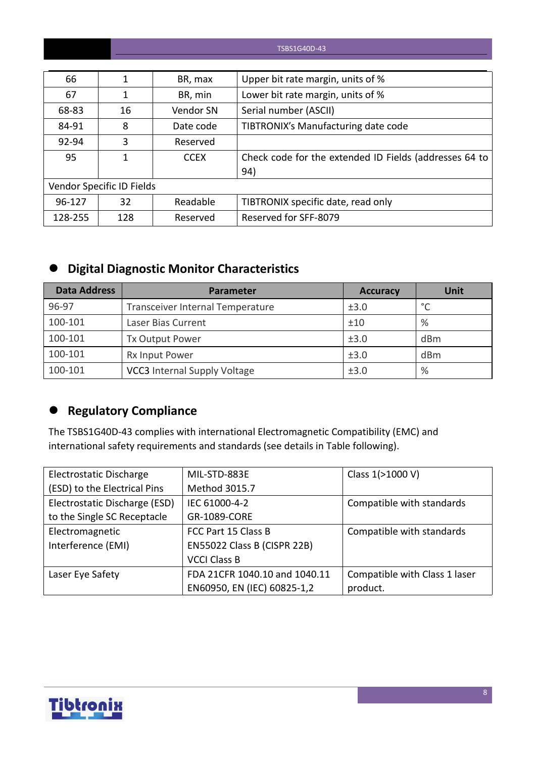| 66 | 1 | BR, max | Upper bit rate margin, units of % |
|---|---|---|---|
| 67 | 1 | BR, min | Lower bit rate margin, units of % |
| 68-83 | 16 | Vendor SN | Serial number (ASCII) |
| 84-91 | 8 | Date code | TIBTRONIX's Manufacturing date code |
| 92-94 | 3 | Reserved | |
| 95 | 1 | CCEX | Check code for the extended ID Fields (addresses 64 to 94) |
| Vendor Specific ID Fields | | | |
| 96-127 | 32 | Readable | TIBTRONIX specific date, read only |
| 128-255 | 128 | Reserved | Reserved for SFF-8079 |

## Digital Diagnostic Monitor Characteristics

| Data Address | Parameter | Accuracy | Unit |
|---|---|---|---|
| 96-97 | Transceiver Internal Temperature | ±3.0 | °C |
| 100-101 | Laser Bias Current | ±10 | % |
| 100-101 | Tx Output Power | ±3.0 | dBm |
| 100-101 | Rx Input Power | ±3.0 | dBm |
| 100-101 | VCC3 Internal Supply Voltage | ±3.0 | % |

## Regulatory Compliance

The TSBS1G40D-43 complies with international Electromagnetic Compatibility (EMC) and international safety requirements and standards (see details in Table following).

| Electrostatic Discharge (ESD) to the Electrical Pins | MIL-STD-883E Method 3015.7 | Class 1(>1000 V) |
|---|---|---|
| Electrostatic Discharge (ESD) to the Single SC Receptacle | IEC 61000-4-2 GR-1089-CORE | Compatible with standards |
| Electromagnetic Interference (EMI) | FCC Part 15 Class B EN55022 Class B (CISPR 22B) VCCI Class B | Compatible with standards |
| Laser Eye Safety | FDA 21CFR 1040.10 and 1040.11 EN60950, EN (IEC) 60825-1,2 | Compatible with Class 1 laser product. |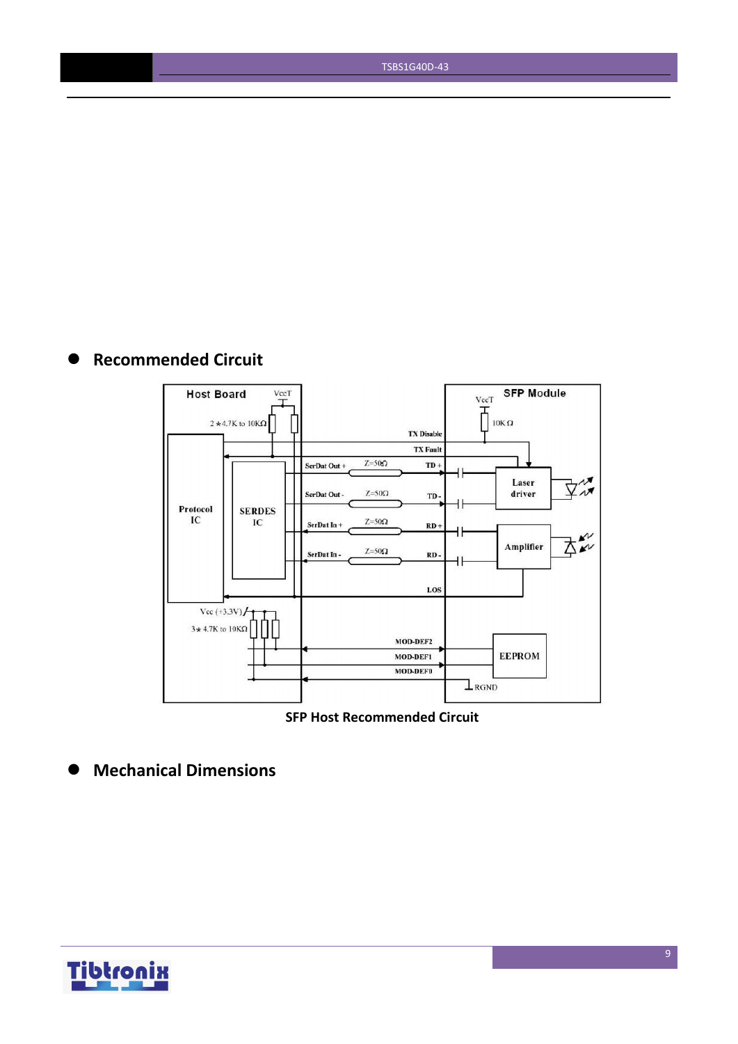- **Recommended Circuit**

SFP Host Recommended Circuit

- **Mechanical Dimensions**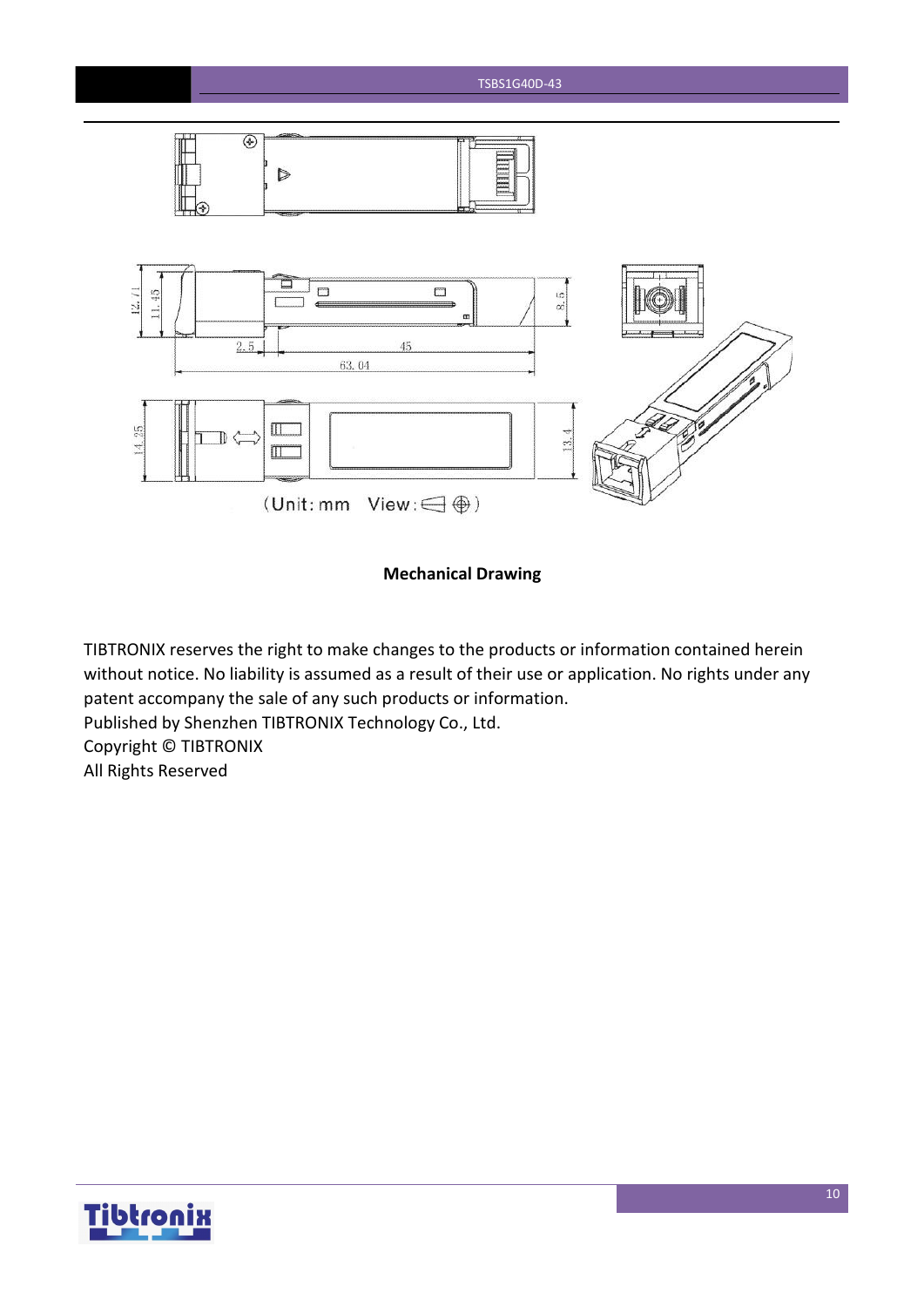12.71
11.45
2.5
45
63.04
8.5
14.25
13.4
(Unit: mm View: )

**Mechanical Drawing**

TIBTRONIX reserves the right to make changes to the products or information contained herein without notice. No liability is assumed as a result of their use or application. No rights under any patent accompany the sale of any such products or information.
Published by Shenzhen TIBTRONIX Technology Co., Ltd.
Copyright © TIBTRONIX
All Rights Reserved